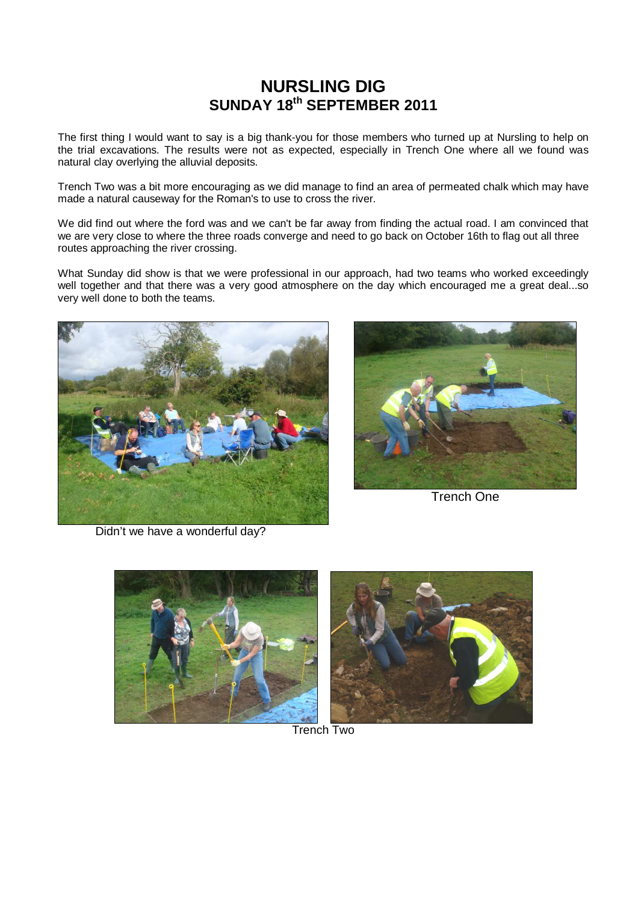# NURSLING DIG
## SUNDAY 18th SEPTEMBER 2011

The first thing I would want to say is a big thank-you for those members who turned up at Nursling to help on the trial excavations. The results were not as expected, especially in Trench One where all we found was natural clay overlying the alluvial deposits.

Trench Two was a bit more encouraging as we did manage to find an area of permeated chalk which may have made a natural causeway for the Roman's to use to cross the river.

We did find out where the ford was and we can't be far away from finding the actual road. I am convinced that we are very close to where the three roads converge and need to go back on October 16th to flag out all three routes approaching the river crossing.

What Sunday did show is that we were professional in our approach, had two teams who worked exceedingly well together and that there was a very good atmosphere on the day which encouraged me a great deal...so very well done to both the teams.

Didn't we have a wonderful day?

Trench One

Trench Two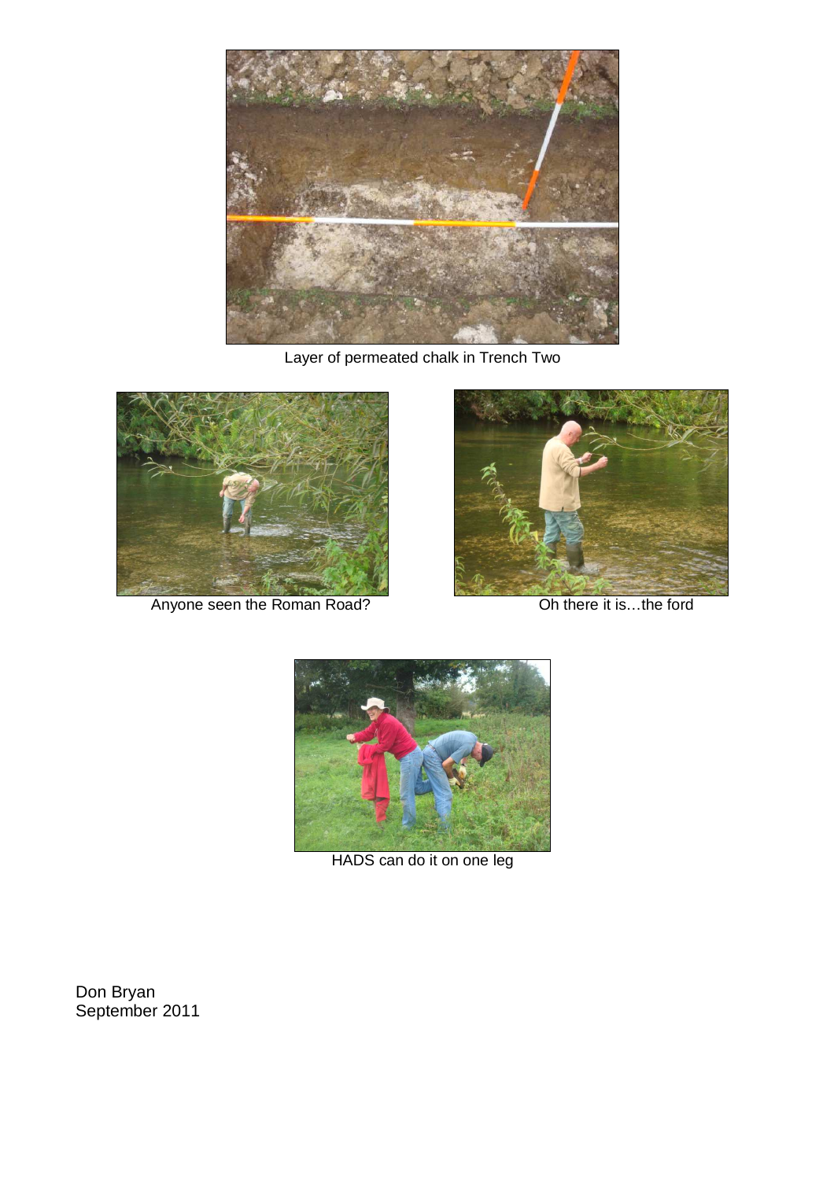Layer of permeated chalk in Trench Two

Anyone seen the Roman Road?

Oh there it is…the ford

HADS can do it on one leg

Don Bryan
September 2011